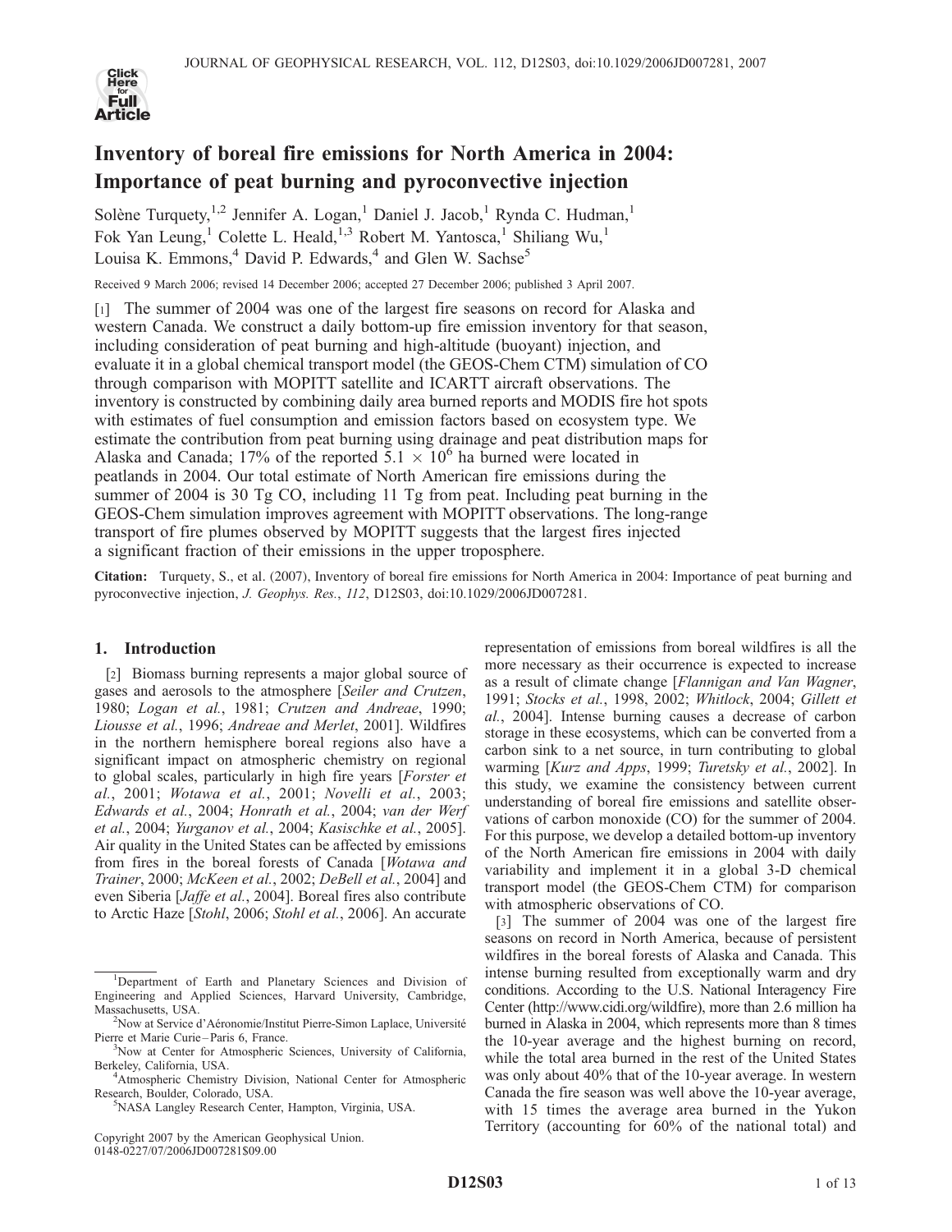# Inventory of boreal fire emissions for North America in 2004: Importance of peat burning and pyroconvective injection

Solène Turquety,[1,2] Jennifer A. Logan,[1] Daniel J. Jacob,[1] Rynda C. Hudman,[1] Fok Yan Leung,[1] Colette L. Heald,[1,3] Robert M. Yantosca,[1] Shiliang Wu,[1] Louisa K. Emmons,[4] David P. Edwards,[4] and Glen W. Sachse[5]

Received 9 March 2006; revised 14 December 2006; accepted 27 December 2006; published 3 April 2007.

[1] The summer of 2004 was one of the largest fire seasons on record for Alaska and western Canada. We construct a daily bottom-up fire emission inventory for that season, including consideration of peat burning and high-altitude (buoyant) injection, and evaluate it in a global chemical transport model (the GEOS-Chem CTM) simulation of CO through comparison with MOPITT satellite and ICARTT aircraft observations. The inventory is constructed by combining daily area burned reports and MODIS fire hot spots with estimates of fuel consumption and emission factors based on ecosystem type. We estimate the contribution from peat burning using drainage and peat distribution maps for Alaska and Canada; 17% of the reported $5.1 \times 10^6$ ha burned were located in peatlands in 2004. Our total estimate of North American fire emissions during the summer of 2004 is 30 Tg CO, including 11 Tg from peat. Including peat burning in the GEOS-Chem simulation improves agreement with MOPITT observations. The long-range transport of fire plumes observed by MOPITT suggests that the largest fires injected a significant fraction of their emissions in the upper troposphere.

**Citation:** Turquety, S., et al. (2007), Inventory of boreal fire emissions for North America in 2004: Importance of peat burning and pyroconvective injection, *J. Geophys. Res.*, *112*, D12S03, doi:10.1029/2006JD007281.

## 1. Introduction

[2] Biomass burning represents a major global source of gases and aerosols to the atmosphere [*Seiler and Crutzen*, 1980; *Logan et al.*, 1981; *Crutzen and Andreae*, 1990; *Liousse et al.*, 1996; *Andreae and Merlet*, 2001]. Wildfires in the northern hemisphere boreal regions also have a significant impact on atmospheric chemistry on regional to global scales, particularly in high fire years [*Forster et al.*, 2001; *Wotawa et al.*, 2001; *Novelli et al.*, 2003; *Edwards et al.*, 2004; *Honrath et al.*, 2004; *van der Werf et al.*, 2004; *Yurganov et al.*, 2004; *Kasischke et al.*, 2005]. Air quality in the United States can be affected by emissions from fires in the boreal forests of Canada [*Wotawa and Trainer*, 2000; *McKeen et al.*, 2002; *DeBell et al.*, 2004] and even Siberia [*Jaffe et al.*, 2004]. Boreal fires also contribute to Arctic Haze [*Stohl*, 2006; *Stohl et al.*, 2006]. An accurate representation of emissions from boreal wildfires is all the more necessary as their occurrence is expected to increase as a result of climate change [*Flannigan and Van Wagner*, 1991; *Stocks et al.*, 1998, 2002; *Whitlock*, 2004; *Gillett et al.*, 2004]. Intense burning causes a decrease of carbon storage in these ecosystems, which can be converted from a carbon sink to a net source, in turn contributing to global warming [*Kurz and Apps*, 1999; *Turetsky et al.*, 2002]. In this study, we examine the consistency between current understanding of boreal fire emissions and satellite observations of carbon monoxide (CO) for the summer of 2004. For this purpose, we develop a detailed bottom-up inventory of the North American fire emissions in 2004 with daily variability and implement it in a global 3-D chemical transport model (the GEOS-Chem CTM) for comparison with atmospheric observations of CO.

[3] The summer of 2004 was one of the largest fire seasons on record in North America, because of persistent wildfires in the boreal forests of Alaska and Canada. This intense burning resulted from exceptionally warm and dry conditions. According to the U.S. National Interagency Fire Center (http://www.cidi.org/wildfire), more than 2.6 million ha burned in Alaska in 2004, which represents more than 8 times the 10-year average and the highest burning on record, while the total area burned in the rest of the United States was only about 40% that of the 10-year average. In western Canada the fire season was well above the 10-year average, with 15 times the average area burned in the Yukon Territory (accounting for 60% of the national total) and

---

[1] Department of Earth and Planetary Sciences and Division of Engineering and Applied Sciences, Harvard University, Cambridge, Massachusetts, USA.

[2] Now at Service d'Aéronomie/Institut Pierre-Simon Laplace, Université Pierre et Marie Curie – Paris 6, France.

[3] Now at Center for Atmospheric Sciences, University of California, Berkeley, California, USA.

[4] Atmospheric Chemistry Division, National Center for Atmospheric Research, Boulder, Colorado, USA.

[5] NASA Langley Research Center, Hampton, Virginia, USA.

Copyright 2007 by the American Geophysical Union.
0148-0227/07/2006JD007281$09.00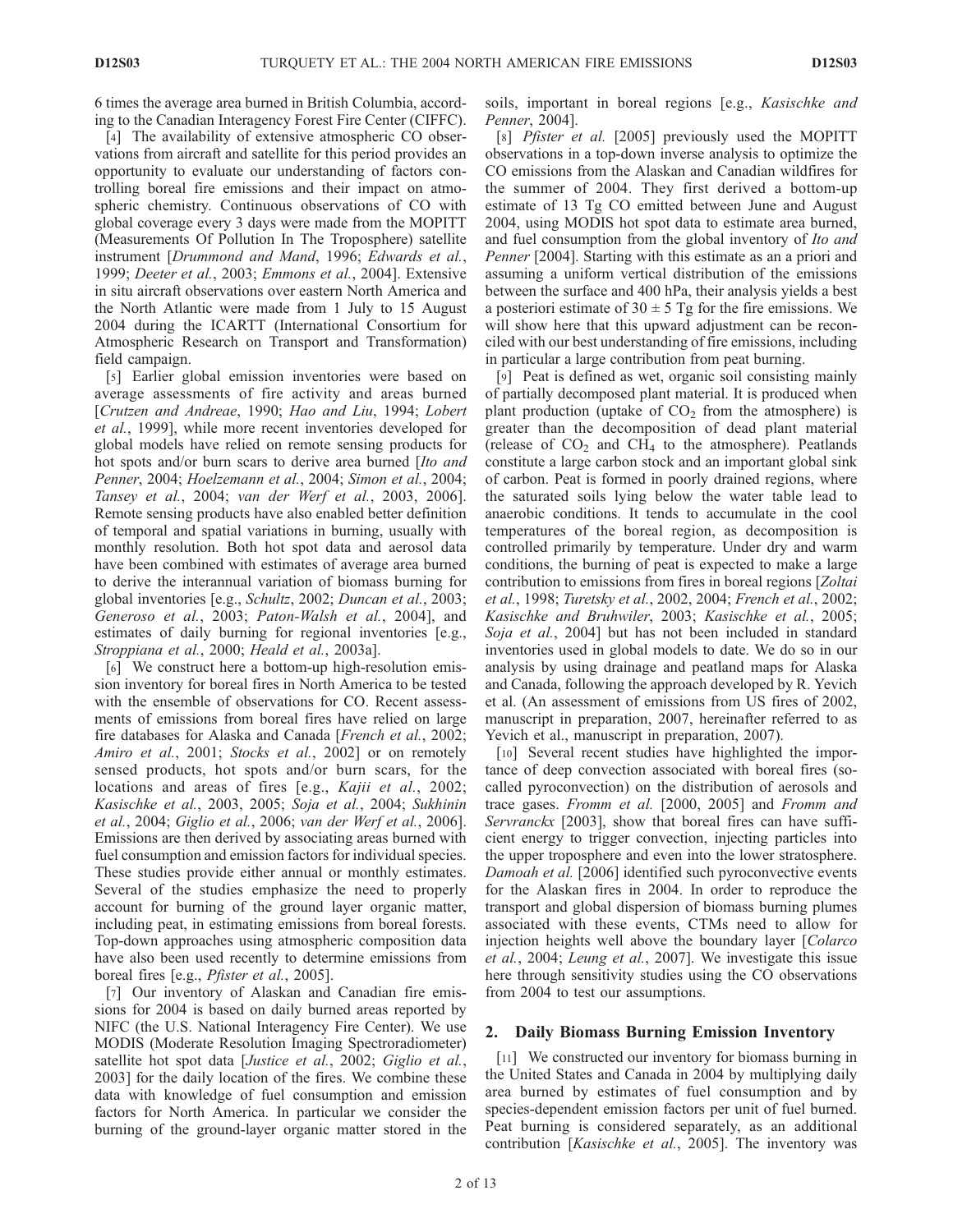6 times the average area burned in British Columbia, according to the Canadian Interagency Forest Fire Center (CIFFC).

[4] The availability of extensive atmospheric CO observations from aircraft and satellite for this period provides an opportunity to evaluate our understanding of factors controlling boreal fire emissions and their impact on atmospheric chemistry. Continuous observations of CO with global coverage every 3 days were made from the MOPITT (Measurements Of Pollution In The Troposphere) satellite instrument [*Drummond and Mand*, 1996; *Edwards et al.*, 1999; *Deeter et al.*, 2003; *Emmons et al.*, 2004]. Extensive in situ aircraft observations over eastern North America and the North Atlantic were made from 1 July to 15 August 2004 during the ICARTT (International Consortium for Atmospheric Research on Transport and Transformation) field campaign.

[5] Earlier global emission inventories were based on average assessments of fire activity and areas burned [*Crutzen and Andreae*, 1990; *Hao and Liu*, 1994; *Lobert et al.*, 1999], while more recent inventories developed for global models have relied on remote sensing products for hot spots and/or burn scars to derive area burned [*Ito and Penner*, 2004; *Hoelzemann et al.*, 2004; *Simon et al.*, 2004; *Tansey et al.*, 2004; *van der Werf et al.*, 2003, 2006]. Remote sensing products have also enabled better definition of temporal and spatial variations in burning, usually with monthly resolution. Both hot spot data and aerosol data have been combined with estimates of average area burned to derive the interannual variation of biomass burning for global inventories [e.g., *Schultz*, 2002; *Duncan et al.*, 2003; *Generoso et al.*, 2003; *Paton-Walsh et al.*, 2004], and estimates of daily burning for regional inventories [e.g., *Stroppiana et al.*, 2000; *Heald et al.*, 2003a].

[6] We construct here a bottom-up high-resolution emission inventory for boreal fires in North America to be tested with the ensemble of observations for CO. Recent assessments of emissions from boreal fires have relied on large fire databases for Alaska and Canada [*French et al.*, 2002; *Amiro et al.*, 2001; *Stocks et al.*, 2002] or on remotely sensed products, hot spots and/or burn scars, for the locations and areas of fires [e.g., *Kajii et al.*, 2002; *Kasischke et al.*, 2003, 2005; *Soja et al.*, 2004; *Sukhinin et al.*, 2004; *Giglio et al.*, 2006; *van der Werf et al.*, 2006]. Emissions are then derived by associating areas burned with fuel consumption and emission factors for individual species. These studies provide either annual or monthly estimates. Several of the studies emphasize the need to properly account for burning of the ground layer organic matter, including peat, in estimating emissions from boreal forests. Top-down approaches using atmospheric composition data have also been used recently to determine emissions from boreal fires [e.g., *Pfister et al.*, 2005].

[7] Our inventory of Alaskan and Canadian fire emissions for 2004 is based on daily burned areas reported by NIFC (the U.S. National Interagency Fire Center). We use MODIS (Moderate Resolution Imaging Spectroradiometer) satellite hot spot data [*Justice et al.*, 2002; *Giglio et al.*, 2003] for the daily location of the fires. We combine these data with knowledge of fuel consumption and emission factors for North America. In particular we consider the burning of the ground-layer organic matter stored in the soils, important in boreal regions [e.g., *Kasischke and Penner*, 2004].

[8] *Pfister et al.* [2005] previously used the MOPITT observations in a top-down inverse analysis to optimize the CO emissions from the Alaskan and Canadian wildfires for the summer of 2004. They first derived a bottom-up estimate of 13 Tg CO emitted between June and August 2004, using MODIS hot spot data to estimate area burned, and fuel consumption from the global inventory of *Ito and Penner* [2004]. Starting with this estimate as an a priori and assuming a uniform vertical distribution of the emissions between the surface and 400 hPa, their analysis yields a best a posteriori estimate of $30 \pm 5$ Tg for the fire emissions. We will show here that this upward adjustment can be reconciled with our best understanding of fire emissions, including in particular a large contribution from peat burning.

[9] Peat is defined as wet, organic soil consisting mainly of partially decomposed plant material. It is produced when plant production (uptake of $CO_2$ from the atmosphere) is greater than the decomposition of dead plant material (release of $CO_2$ and $CH_4$ to the atmosphere). Peatlands constitute a large carbon stock and an important global sink of carbon. Peat is formed in poorly drained regions, where the saturated soils lying below the water table lead to anaerobic conditions. It tends to accumulate in the cool temperatures of the boreal region, as decomposition is controlled primarily by temperature. Under dry and warm conditions, the burning of peat is expected to make a large contribution to emissions from fires in boreal regions [*Zoltai et al.*, 1998; *Turetsky et al.*, 2002, 2004; *French et al.*, 2002; *Kasischke and Bruhwiler*, 2003; *Kasischke et al.*, 2005; *Soja et al.*, 2004] but has not been included in standard inventories used in global models to date. We do so in our analysis by using drainage and peatland maps for Alaska and Canada, following the approach developed by R. Yevich et al. (An assessment of emissions from US fires of 2002, manuscript in preparation, 2007, hereinafter referred to as Yevich et al., manuscript in preparation, 2007).

[10] Several recent studies have highlighted the importance of deep convection associated with boreal fires (so-called pyroconvection) on the distribution of aerosols and trace gases. *Fromm et al.* [2000, 2005] and *Fromm and Servranckx* [2003], show that boreal fires can have sufficient energy to trigger convection, injecting particles into the upper troposphere and even into the lower stratosphere. *Damoah et al.* [2006] identified such pyroconvective events for the Alaskan fires in 2004. In order to reproduce the transport and global dispersion of biomass burning plumes associated with these events, CTMs need to allow for injection heights well above the boundary layer [*Colarco et al.*, 2004; *Leung et al.*, 2007]. We investigate this issue here through sensitivity studies using the CO observations from 2004 to test our assumptions.

## 2. Daily Biomass Burning Emission Inventory

[11] We constructed our inventory for biomass burning in the United States and Canada in 2004 by multiplying daily area burned by estimates of fuel consumption and by species-dependent emission factors per unit of fuel burned. Peat burning is considered separately, as an additional contribution [*Kasischke et al.*, 2005]. The inventory was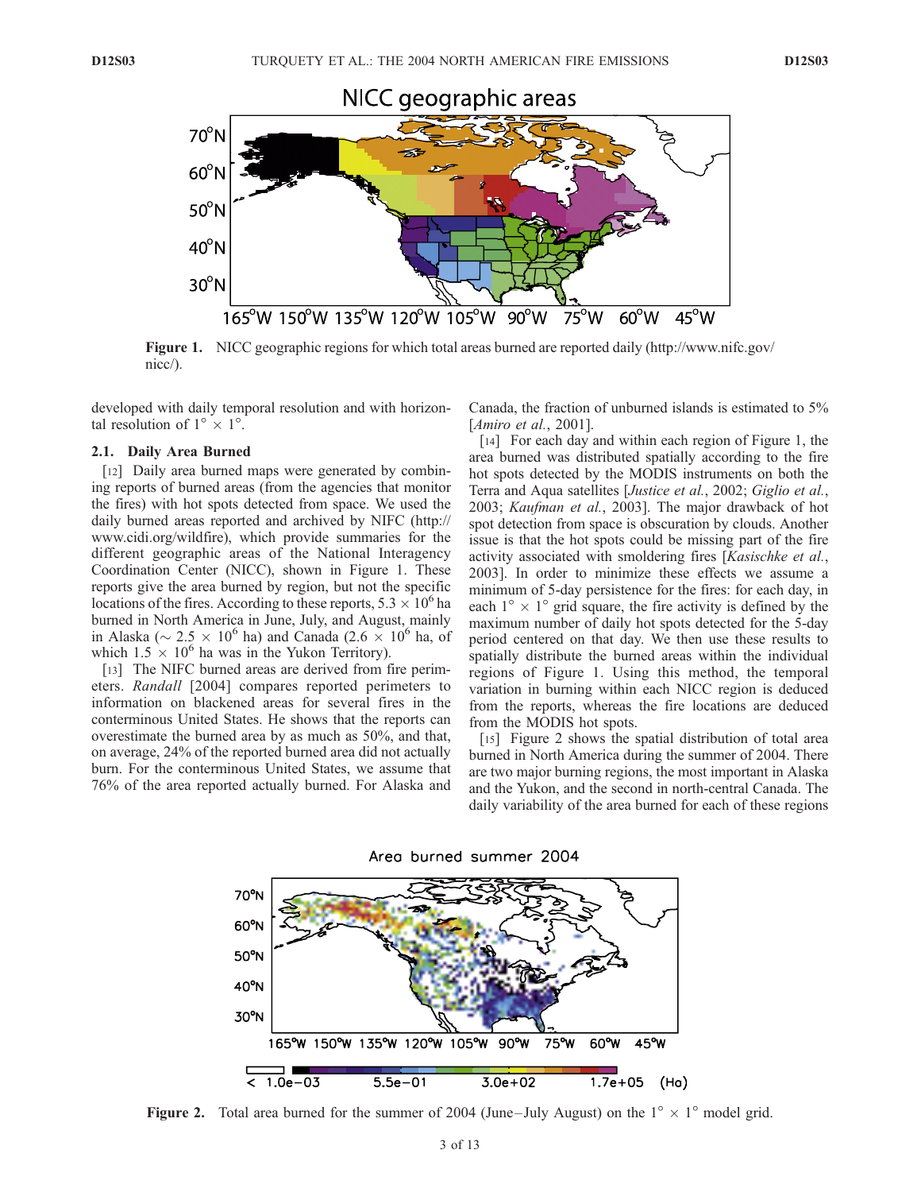NICC geographic areas

**Figure 1.** NICC geographic regions for which total areas burned are reported daily (http://www.nifc.gov/nicc/).

developed with daily temporal resolution and with horizontal resolution of $1^\circ \times 1^\circ$.

### 2.1. Daily Area Burned

[12] Daily area burned maps were generated by combining reports of burned areas (from the agencies that monitor the fires) with hot spots detected from space. We used the daily burned areas reported and archived by NIFC (http://www.cidi.org/wildfire), which provide summaries for the different geographic areas of the National Interagency Coordination Center (NICC), shown in Figure 1. These reports give the area burned by region, but not the specific locations of the fires. According to these reports, $5.3 \times 10^6$ ha burned in North America in June, July, and August, mainly in Alaska ($\sim 2.5 \times 10^6$ ha) and Canada ($2.6 \times 10^6$ ha, of which $1.5 \times 10^6$ ha was in the Yukon Territory).

[13] The NIFC burned areas are derived from fire perimeters. *Randall* [2004] compares reported perimeters to information on blackened areas for several fires in the conterminous United States. He shows that the reports can overestimate the burned area by as much as 50%, and that, on average, 24% of the reported burned area did not actually burn. For the conterminous United States, we assume that 76% of the area reported actually burned. For Alaska and Canada, the fraction of unburned islands is estimated to 5% [*Amiro et al.*, 2001].

[14] For each day and within each region of Figure 1, the area burned was distributed spatially according to the fire hot spots detected by the MODIS instruments on both the Terra and Aqua satellites [*Justice et al.*, 2002; *Giglio et al.*, 2003; *Kaufman et al.*, 2003]. The major drawback of hot spot detection from space is obscuration by clouds. Another issue is that the hot spots could be missing part of the fire activity associated with smoldering fires [*Kasischke et al.*, 2003]. In order to minimize these effects we assume a minimum of 5-day persistence for the fires: for each day, in each $1^\circ \times 1^\circ$ grid square, the fire activity is defined by the maximum number of daily hot spots detected for the 5-day period centered on that day. We then use these results to spatially distribute the burned areas within the individual regions of Figure 1. Using this method, the temporal variation in burning within each NICC region is deduced from the reports, whereas the fire locations are deduced from the MODIS hot spots.

[15] Figure 2 shows the spatial distribution of total area burned in North America during the summer of 2004. There are two major burning regions, the most important in Alaska and the Yukon, and the second in north-central Canada. The daily variability of the area burned for each of these regions

Area burned summer 2004

**Figure 2.** Total area burned for the summer of 2004 (June–July August) on the $1^\circ \times 1^\circ$ model grid.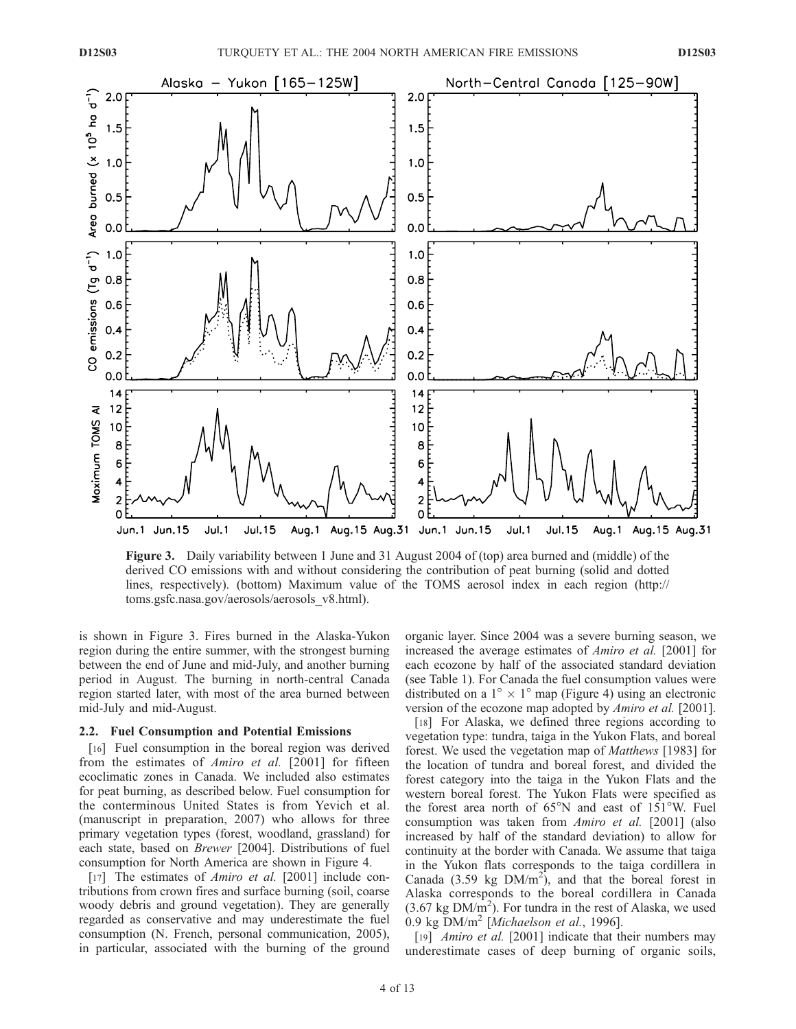Figure 3. Daily variability between 1 June and 31 August 2004 of (top) area burned and (middle) of the derived CO emissions with and without considering the contribution of peat burning (solid and dotted lines, respectively). (bottom) Maximum value of the TOMS aerosol index in each region (http://toms.gsfc.nasa.gov/aerosols/aerosols_v8.html).

is shown in Figure 3. Fires burned in the Alaska-Yukon region during the entire summer, with the strongest burning between the end of June and mid-July, and another burning period in August. The burning in north-central Canada region started later, with most of the area burned between mid-July and mid-August.

### 2.2. Fuel Consumption and Potential Emissions

[16] Fuel consumption in the boreal region was derived from the estimates of *Amiro et al.* [2001] for fifteen ecoclimatic zones in Canada. We included also estimates for peat burning, as described below. Fuel consumption for the conterminous United States is from Yevich et al. (manuscript in preparation, 2007) who allows for three primary vegetation types (forest, woodland, grassland) for each state, based on *Brewer* [2004]. Distributions of fuel consumption for North America are shown in Figure 4.

[17] The estimates of *Amiro et al.* [2001] include contributions from crown fires and surface burning (soil, coarse woody debris and ground vegetation). They are generally regarded as conservative and may underestimate the fuel consumption (N. French, personal communication, 2005), in particular, associated with the burning of the ground organic layer. Since 2004 was a severe burning season, we increased the average estimates of *Amiro et al.* [2001] for each ecozone by half of the associated standard deviation (see Table 1). For Canada the fuel consumption values were distributed on a $1° \times 1°$ map (Figure 4) using an electronic version of the ecozone map adopted by *Amiro et al.* [2001].

[18] For Alaska, we defined three regions according to vegetation type: tundra, taiga in the Yukon Flats, and boreal forest. We used the vegetation map of *Matthews* [1983] for the location of tundra and boreal forest, and divided the forest category into the taiga in the Yukon Flats and the western boreal forest. The Yukon Flats were specified as the forest area north of 65°N and east of 151°W. Fuel consumption was taken from *Amiro et al.* [2001] (also increased by half of the standard deviation) to allow for continuity at the border with Canada. We assume that taiga in the Yukon flats corresponds to the taiga cordillera in Canada (3.59 kg DM/$m^2$), and that the boreal forest in Alaska corresponds to the boreal cordillera in Canada (3.67 kg DM/$m^2$). For tundra in the rest of Alaska, we used 0.9 kg DM/$m^2$ [*Michaelson et al.*, 1996].

[19] *Amiro et al.* [2001] indicate that their numbers may underestimate cases of deep burning of organic soils,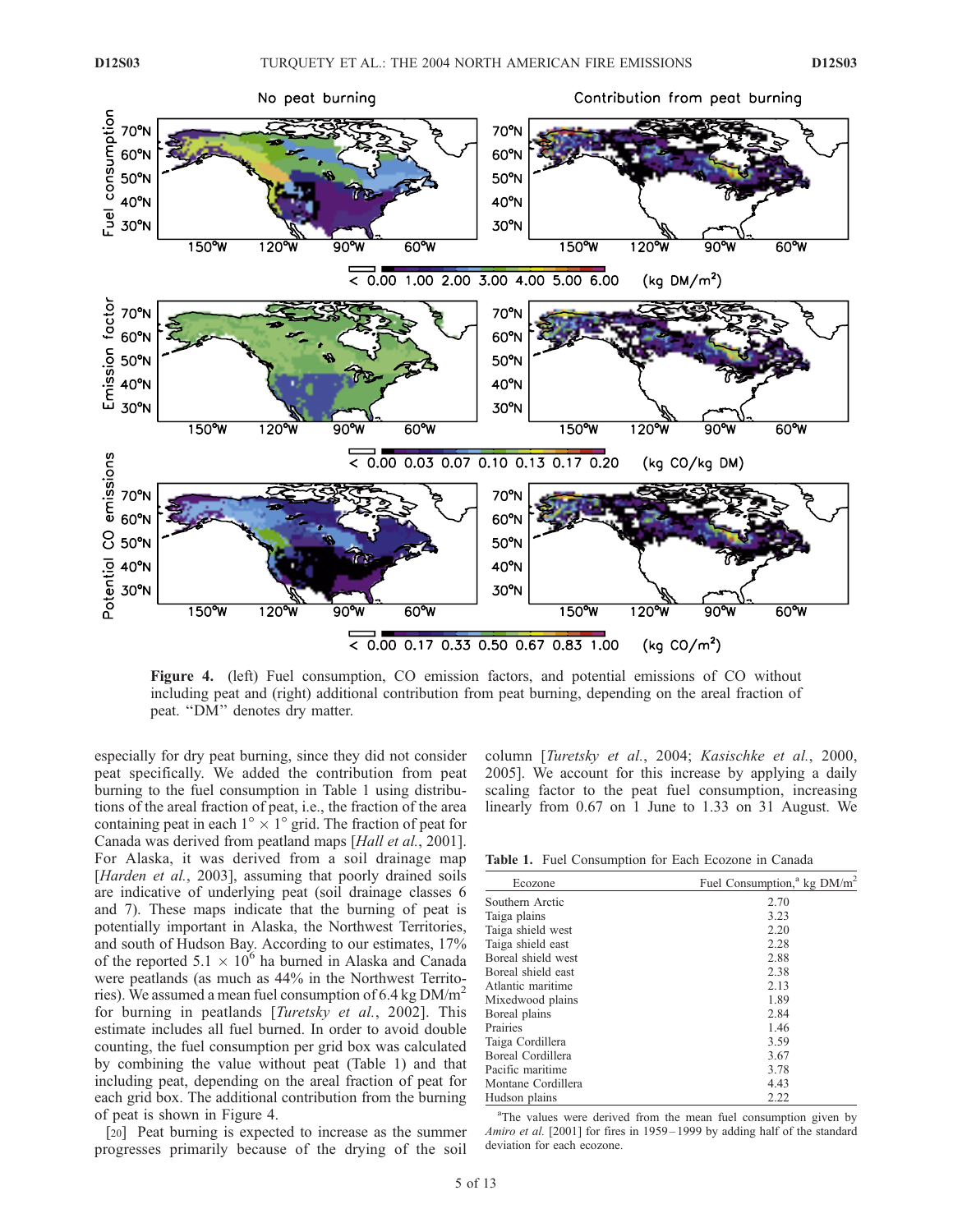**Figure 4.** (left) Fuel consumption, CO emission factors, and potential emissions of CO without including peat and (right) additional contribution from peat burning, depending on the areal fraction of peat. "DM" denotes dry matter.

especially for dry peat burning, since they did not consider peat specifically. We added the contribution from peat burning to the fuel consumption in Table 1 using distributions of the areal fraction of peat, i.e., the fraction of the area containing peat in each $1° \times 1°$ grid. The fraction of peat for Canada was derived from peatland maps [*Hall et al.*, 2001]. For Alaska, it was derived from a soil drainage map [*Harden et al.*, 2003], assuming that poorly drained soils are indicative of underlying peat (soil drainage classes 6 and 7). These maps indicate that the burning of peat is potentially important in Alaska, the Northwest Territories, and south of Hudson Bay. According to our estimates, 17% of the reported $5.1 \times 10^6$ ha burned in Alaska and Canada were peatlands (as much as 44% in the Northwest Territories). We assumed a mean fuel consumption of 6.4 kg DM/$m^2$ for burning in peatlands [*Turetsky et al.*, 2002]. This estimate includes all fuel burned. In order to avoid double counting, the fuel consumption per grid box was calculated by combining the value without peat (Table 1) and that including peat, depending on the areal fraction of peat for each grid box. The additional contribution from the burning of peat is shown in Figure 4.

[20] Peat burning is expected to increase as the summer progresses primarily because of the drying of the soil column [*Turetsky et al.*, 2004; *Kasischke et al.*, 2000, 2005]. We account for this increase by applying a daily scaling factor to the peat fuel consumption, increasing linearly from 0.67 on 1 June to 1.33 on 31 August. We

**Table 1.** Fuel Consumption for Each Ecozone in Canada

| Ecozone | Fuel Consumption,[a] kg DM/$m^2$ |
|---|---|
| Southern Arctic | 2.70 |
| Taiga plains | 3.23 |
| Taiga shield west | 2.20 |
| Taiga shield east | 2.28 |
| Boreal shield west | 2.88 |
| Boreal shield east | 2.38 |
| Atlantic maritime | 2.13 |
| Mixedwood plains | 1.89 |
| Boreal plains | 2.84 |
| Prairies | 1.46 |
| Taiga Cordillera | 3.59 |
| Boreal Cordillera | 3.67 |
| Pacific maritime | 3.78 |
| Montane Cordillera | 4.43 |
| Hudson plains | 2.22 |

[a]The values were derived from the mean fuel consumption given by *Amiro et al.* [2001] for fires in 1959–1999 by adding half of the standard deviation for each ecozone.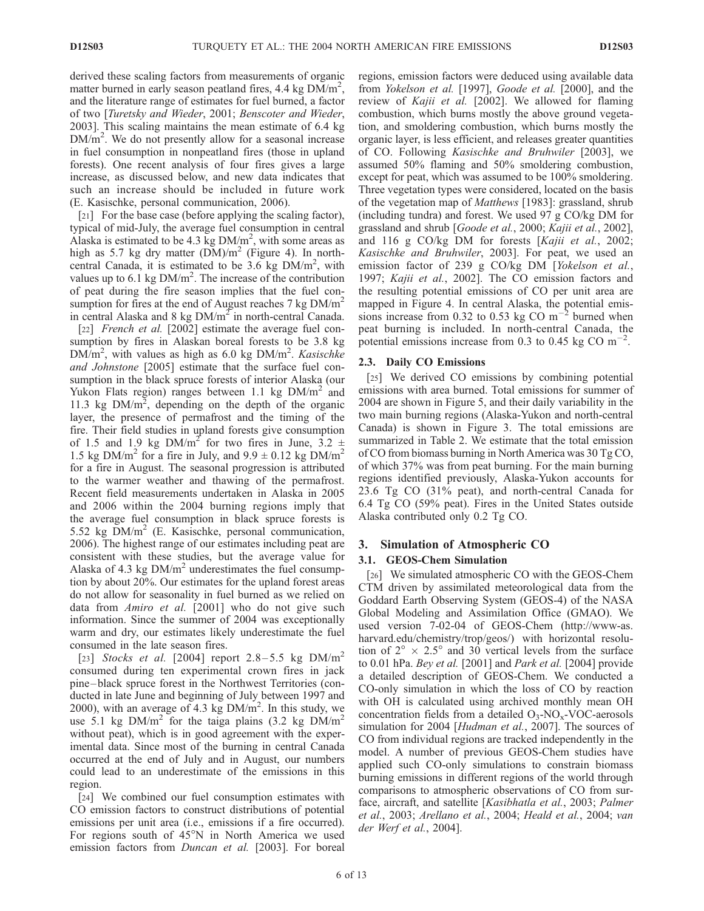derived these scaling factors from measurements of organic matter burned in early season peatland fires, 4.4 kg DM/m$^2$, and the literature range of estimates for fuel burned, a factor of two [*Turetsky and Wieder*, 2001; *Benscoter and Wieder*, 2003]. This scaling maintains the mean estimate of 6.4 kg DM/m$^2$. We do not presently allow for a seasonal increase in fuel consumption in nonpeatland fires (those in upland forests). One recent analysis of four fires gives a large increase, as discussed below, and new data indicates that such an increase should be included in future work (E. Kasischke, personal communication, 2006).

[21] For the base case (before applying the scaling factor), typical of mid-July, the average fuel consumption in central Alaska is estimated to be 4.3 kg DM/m$^2$, with some areas as high as 5.7 kg dry matter (DM)/m$^2$ (Figure 4). In north-central Canada, it is estimated to be 3.6 kg DM/m$^2$, with values up to 6.1 kg DM/m$^2$. The increase of the contribution of peat during the fire season implies that the fuel consumption for fires at the end of August reaches 7 kg DM/m$^2$ in central Alaska and 8 kg DM/m$^2$ in north-central Canada.

[22] *French et al.* [2002] estimate the average fuel consumption by fires in Alaskan boreal forests to be 3.8 kg DM/m$^2$, with values as high as 6.0 kg DM/m$^2$. *Kasischke and Johnstone* [2005] estimate that the surface fuel consumption in the black spruce forests of interior Alaska (our Yukon Flats region) ranges between 1.1 kg DM/m$^2$ and 11.3 kg DM/m$^2$, depending on the depth of the organic layer, the presence of permafrost and the timing of the fire. Their field studies in upland forests give consumption of 1.5 and 1.9 kg DM/m$^2$ for two fires in June, $3.2 \pm 1.5$ kg DM/m$^2$ for a fire in July, and $9.9 \pm 0.12$ kg DM/m$^2$ for a fire in August. The seasonal progression is attributed to the warmer weather and thawing of the permafrost. Recent field measurements undertaken in Alaska in 2005 and 2006 within the 2004 burning regions imply that the average fuel consumption in black spruce forests is 5.52 kg DM/m$^2$ (E. Kasischke, personal communication, 2006). The highest range of our estimates including peat are consistent with these studies, but the average value for Alaska of 4.3 kg DM/m$^2$ underestimates the fuel consumption by about 20%. Our estimates for the upland forest areas do not allow for seasonality in fuel burned as we relied on data from *Amiro et al.* [2001] who do not give such information. Since the summer of 2004 was exceptionally warm and dry, our estimates likely underestimate the fuel consumed in the late season fires.

[23] *Stocks et al.* [2004] report 2.8–5.5 kg DM/m$^2$ consumed during ten experimental crown fires in jack pine–black spruce forest in the Northwest Territories (conducted in late June and beginning of July between 1997 and 2000), with an average of 4.3 kg DM/m$^2$. In this study, we use 5.1 kg DM/m$^2$ for the taiga plains (3.2 kg DM/m$^2$ without peat), which is in good agreement with the experimental data. Since most of the burning in central Canada occurred at the end of July and in August, our numbers could lead to an underestimate of the emissions in this region.

[24] We combined our fuel consumption estimates with CO emission factors to construct distributions of potential emissions per unit area (i.e., emissions if a fire occurred). For regions south of 45°N in North America we used emission factors from *Duncan et al.* [2003]. For boreal regions, emission factors were deduced using available data from *Yokelson et al.* [1997], *Goode et al.* [2000], and the review of *Kajii et al.* [2002]. We allowed for flaming combustion, which burns mostly the above ground vegetation, and smoldering combustion, which burns mostly the organic layer, is less efficient, and releases greater quantities of CO. Following *Kasischke and Bruhwiler* [2003], we assumed 50% flaming and 50% smoldering combustion, except for peat, which was assumed to be 100% smoldering. Three vegetation types were considered, located on the basis of the vegetation map of *Matthews* [1983]: grassland, shrub (including tundra) and forest. We used 97 g CO/kg DM for grassland and shrub [*Goode et al.*, 2000; *Kajii et al.*, 2002], and 116 g CO/kg DM for forests [*Kajii et al.*, 2002; *Kasischke and Bruhwiler*, 2003]. For peat, we used an emission factor of 239 g CO/kg DM [*Yokelson et al.*, 1997; *Kajii et al.*, 2002]. The CO emission factors and the resulting potential emissions of CO per unit area are mapped in Figure 4. In central Alaska, the potential emissions increase from 0.32 to 0.53 kg CO m$^{-2}$ burned when peat burning is included. In north-central Canada, the potential emissions increase from 0.3 to 0.45 kg CO m$^{-2}$.

### 2.3. Daily CO Emissions

[25] We derived CO emissions by combining potential emissions with area burned. Total emissions for summer of 2004 are shown in Figure 5, and their daily variability in the two main burning regions (Alaska-Yukon and north-central Canada) is shown in Figure 3. The total emissions are summarized in Table 2. We estimate that the total emission of CO from biomass burning in North America was 30 Tg CO, of which 37% was from peat burning. For the main burning regions identified previously, Alaska-Yukon accounts for 23.6 Tg CO (31% peat), and north-central Canada for 6.4 Tg CO (59% peat). Fires in the United States outside Alaska contributed only 0.2 Tg CO.

## 3. Simulation of Atmospheric CO

### 3.1. GEOS-Chem Simulation

[26] We simulated atmospheric CO with the GEOS-Chem CTM driven by assimilated meteorological data from the Goddard Earth Observing System (GEOS-4) of the NASA Global Modeling and Assimilation Office (GMAO). We used version 7-02-04 of GEOS-Chem (http://www-as.harvard.edu/chemistry/trop/geos/) with horizontal resolution of $2° \times 2.5°$ and 30 vertical levels from the surface to 0.01 hPa. *Bey et al.* [2001] and *Park et al.* [2004] provide a detailed description of GEOS-Chem. We conducted a CO-only simulation in which the loss of CO by reaction with OH is calculated using archived monthly mean OH concentration fields from a detailed $O_3$-$NO_x$-VOC-aerosols simulation for 2004 [*Hudman et al.*, 2007]. The sources of CO from individual regions are tracked independently in the model. A number of previous GEOS-Chem studies have applied such CO-only simulations to constrain biomass burning emissions in different regions of the world through comparisons to atmospheric observations of CO from surface, aircraft, and satellite [*Kasibhatla et al.*, 2003; *Palmer et al.*, 2003; *Arellano et al.*, 2004; *Heald et al.*, 2004; *van der Werf et al.*, 2004].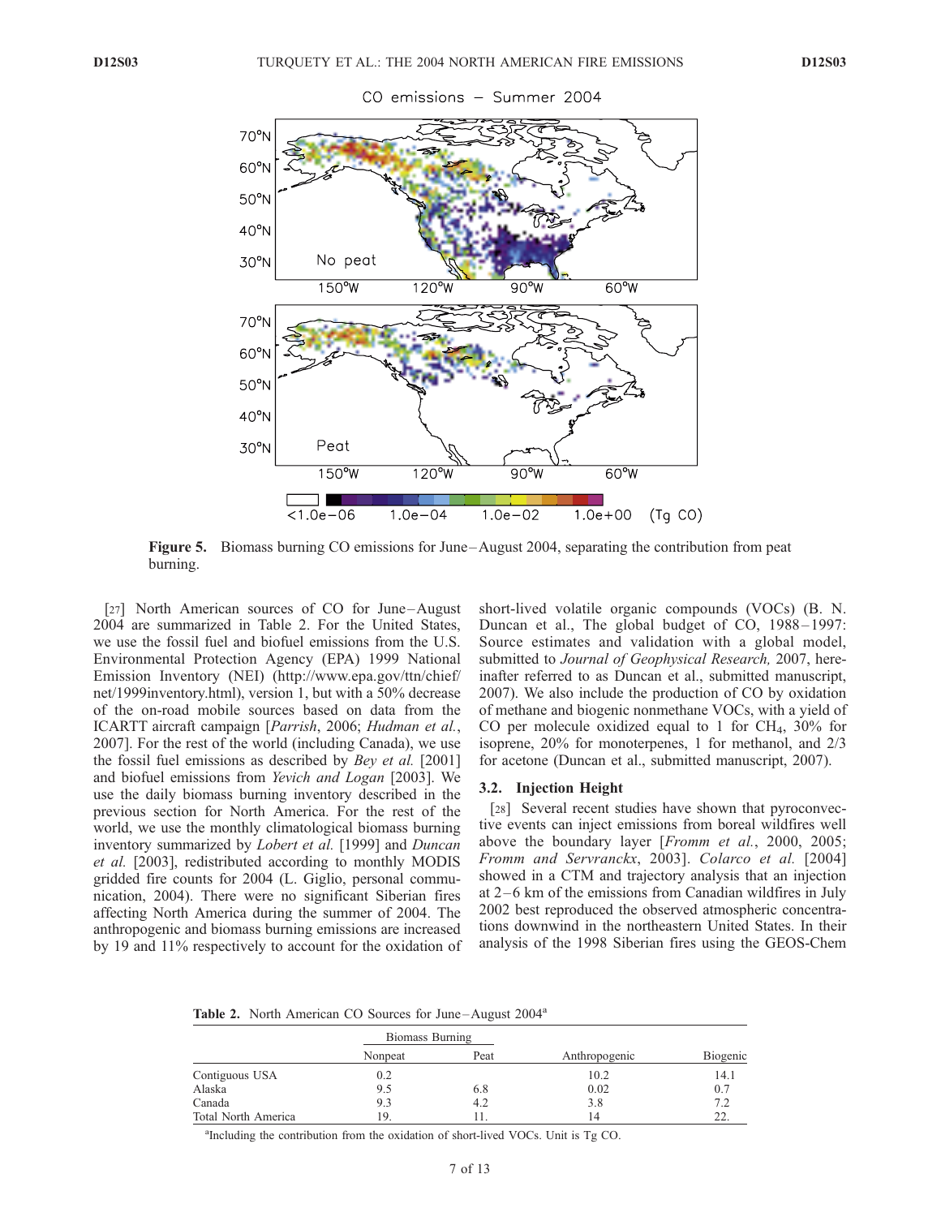Figure 5. Biomass burning CO emissions for June–August 2004, separating the contribution from peat burning.

[27] North American sources of CO for June–August 2004 are summarized in Table 2. For the United States, we use the fossil fuel and biofuel emissions from the U.S. Environmental Protection Agency (EPA) 1999 National Emission Inventory (NEI) (http://www.epa.gov/ttn/chief/net/1999inventory.html), version 1, but with a 50% decrease of the on-road mobile sources based on data from the ICARTT aircraft campaign [*Parrish*, 2006; *Hudman et al.*, 2007]. For the rest of the world (including Canada), we use the fossil fuel emissions as described by *Bey et al.* [2001] and biofuel emissions from *Yevich and Logan* [2003]. We use the daily biomass burning inventory described in the previous section for North America. For the rest of the world, we use the monthly climatological biomass burning inventory summarized by *Lobert et al.* [1999] and *Duncan et al.* [2003], redistributed according to monthly MODIS gridded fire counts for 2004 (L. Giglio, personal communication, 2004). There were no significant Siberian fires affecting North America during the summer of 2004. The anthropogenic and biomass burning emissions are increased by 19 and 11% respectively to account for the oxidation of short-lived volatile organic compounds (VOCs) (B. N. Duncan et al., The global budget of CO, 1988–1997: Source estimates and validation with a global model, submitted to *Journal of Geophysical Research,* 2007, hereinafter referred to as Duncan et al., submitted manuscript, 2007). We also include the production of CO by oxidation of methane and biogenic nonmethane VOCs, with a yield of CO per molecule oxidized equal to 1 for $CH_4$, 30% for isoprene, 20% for monoterpenes, 1 for methanol, and 2/3 for acetone (Duncan et al., submitted manuscript, 2007).

### 3.2. Injection Height

[28] Several recent studies have shown that pyroconvective events can inject emissions from boreal wildfires well above the boundary layer [*Fromm et al.*, 2000, 2005; *Fromm and Servranckx*, 2003]. *Colarco et al.* [2004] showed in a CTM and trajectory analysis that an injection at 2–6 km of the emissions from Canadian wildfires in July 2002 best reproduced the observed atmospheric concentrations downwind in the northeastern United States. In their analysis of the 1998 Siberian fires using the GEOS-Chem

**Table 2.** North American CO Sources for June–August 2004[a]

| | Biomass Burning | | | |
|---|---|---|---|---|
| | Nonpeat | Peat | Anthropogenic | Biogenic |
| Contiguous USA | 0.2 | | 10.2 | 14.1 |
| Alaska | 9.5 | 6.8 | 0.02 | 0.7 |
| Canada | 9.3 | 4.2 | 3.8 | 7.2 |
| Total North America | 19. | 11. | 14 | 22. |

[a]Including the contribution from the oxidation of short-lived VOCs. Unit is Tg CO.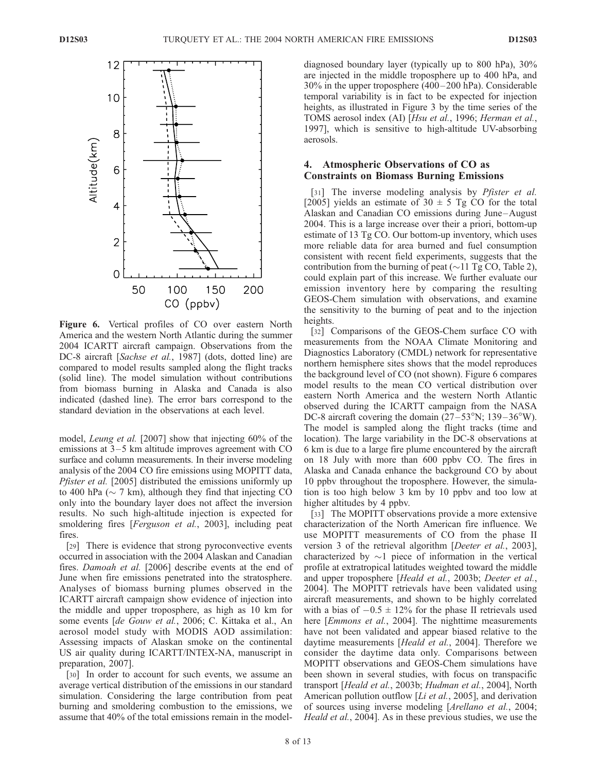**Figure 6.** Vertical profiles of CO over eastern North America and the western North Atlantic during the summer 2004 ICARTT aircraft campaign. Observations from the DC-8 aircraft [*Sachse et al.*, 1987] (dots, dotted line) are compared to model results sampled along the flight tracks (solid line). The model simulation without contributions from biomass burning in Alaska and Canada is also indicated (dashed line). The error bars correspond to the standard deviation in the observations at each level.

model, *Leung et al.* [2007] show that injecting 60% of the emissions at 3–5 km altitude improves agreement with CO surface and column measurements. In their inverse modeling analysis of the 2004 CO fire emissions using MOPITT data, *Pfister et al.* [2005] distributed the emissions uniformly up to 400 hPa (~ 7 km), although they find that injecting CO only into the boundary layer does not affect the inversion results. No such high-altitude injection is expected for smoldering fires [*Ferguson et al.*, 2003], including peat fires.

[29] There is evidence that strong pyroconvective events occurred in association with the 2004 Alaskan and Canadian fires. *Damoah et al.* [2006] describe events at the end of June when fire emissions penetrated into the stratosphere. Analyses of biomass burning plumes observed in the ICARTT aircraft campaign show evidence of injection into the middle and upper troposphere, as high as 10 km for some events [*de Gouw et al.*, 2006; C. Kittaka et al., An aerosol model study with MODIS AOD assimilation: Assessing impacts of Alaskan smoke on the continental US air quality during ICARTT/INTEX-NA, manuscript in preparation, 2007].

[30] In order to account for such events, we assume an average vertical distribution of the emissions in our standard simulation. Considering the large contribution from peat burning and smoldering combustion to the emissions, we assume that 40% of the total emissions remain in the model-diagnosed boundary layer (typically up to 800 hPa), 30% are injected in the middle troposphere up to 400 hPa, and 30% in the upper troposphere (400–200 hPa). Considerable temporal variability is in fact to be expected for injection heights, as illustrated in Figure 3 by the time series of the TOMS aerosol index (AI) [*Hsu et al.*, 1996; *Herman et al.*, 1997], which is sensitive to high-altitude UV-absorbing aerosols.

## 4. Atmospheric Observations of CO as Constraints on Biomass Burning Emissions

[31] The inverse modeling analysis by *Pfister et al.* [2005] yields an estimate of 30 ± 5 Tg CO for the total Alaskan and Canadian CO emissions during June–August 2004. This is a large increase over their a priori, bottom-up estimate of 13 Tg CO. Our bottom-up inventory, which uses more reliable data for area burned and fuel consumption consistent with recent field experiments, suggests that the contribution from the burning of peat (~11 Tg CO, Table 2), could explain part of this increase. We further evaluate our emission inventory here by comparing the resulting GEOS-Chem simulation with observations, and examine the sensitivity to the burning of peat and to the injection heights.

[32] Comparisons of the GEOS-Chem surface CO with measurements from the NOAA Climate Monitoring and Diagnostics Laboratory (CMDL) network for representative northern hemisphere sites shows that the model reproduces the background level of CO (not shown). Figure 6 compares model results to the mean CO vertical distribution over eastern North America and the western North Atlantic observed during the ICARTT campaign from the NASA DC-8 aircraft covering the domain (27–53°N; 139–36°W). The model is sampled along the flight tracks (time and location). The large variability in the DC-8 observations at 6 km is due to a large fire plume encountered by the aircraft on 18 July with more than 600 ppbv CO. The fires in Alaska and Canada enhance the background CO by about 10 ppbv throughout the troposphere. However, the simulation is too high below 3 km by 10 ppbv and too low at higher altitudes by 4 ppbv.

[33] The MOPITT observations provide a more extensive characterization of the North American fire influence. We use MOPITT measurements of CO from the phase II version 3 of the retrieval algorithm [*Deeter et al.*, 2003], characterized by ~1 piece of information in the vertical profile at extratropical latitudes weighted toward the middle and upper troposphere [*Heald et al.*, 2003b; *Deeter et al.*, 2004]. The MOPITT retrievals have been validated using aircraft measurements, and shown to be highly correlated with a bias of −0.5 ± 12% for the phase II retrievals used here [*Emmons et al.*, 2004]. The nighttime measurements have not been validated and appear biased relative to the daytime measurements [*Heald et al.*, 2004]. Therefore we consider the daytime data only. Comparisons between MOPITT observations and GEOS-Chem simulations have been shown in several studies, with focus on transpacific transport [*Heald et al.*, 2003b; *Hudman et al.*, 2004], North American pollution outflow [*Li et al.*, 2005], and derivation of sources using inverse modeling [*Arellano et al.*, 2004; *Heald et al.*, 2004]. As in these previous studies, we use the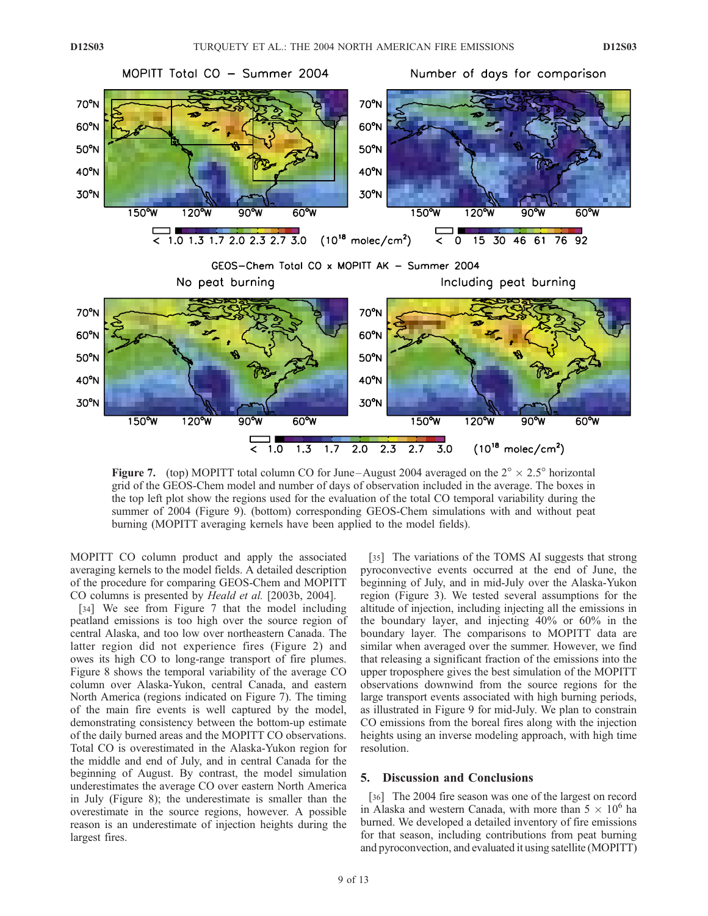**Figure 7.** (top) MOPITT total column CO for June–August 2004 averaged on the 2° × 2.5° horizontal grid of the GEOS-Chem model and number of days of observation included in the average. The boxes in the top left plot show the regions used for the evaluation of the total CO temporal variability during the summer of 2004 (Figure 9). (bottom) corresponding GEOS-Chem simulations with and without peat burning (MOPITT averaging kernels have been applied to the model fields).

MOPITT CO column product and apply the associated averaging kernels to the model fields. A detailed description of the procedure for comparing GEOS-Chem and MOPITT CO columns is presented by *Heald et al.* [2003b, 2004].

[34] We see from Figure 7 that the model including peatland emissions is too high over the source region of central Alaska, and too low over northeastern Canada. The latter region did not experience fires (Figure 2) and owes its high CO to long-range transport of fire plumes. Figure 8 shows the temporal variability of the average CO column over Alaska-Yukon, central Canada, and eastern North America (regions indicated on Figure 7). The timing of the main fire events is well captured by the model, demonstrating consistency between the bottom-up estimate of the daily burned areas and the MOPITT CO observations. Total CO is overestimated in the Alaska-Yukon region for the middle and end of July, and in central Canada for the beginning of August. By contrast, the model simulation underestimates the average CO over eastern North America in July (Figure 8); the underestimate is smaller than the overestimate in the source regions, however. A possible reason is an underestimate of injection heights during the largest fires.

[35] The variations of the TOMS AI suggests that strong pyroconvective events occurred at the end of June, the beginning of July, and in mid-July over the Alaska-Yukon region (Figure 3). We tested several assumptions for the altitude of injection, including injecting all the emissions in the boundary layer, and injecting 40% or 60% in the boundary layer. The comparisons to MOPITT data are similar when averaged over the summer. However, we find that releasing a significant fraction of the emissions into the upper troposphere gives the best simulation of the MOPITT observations downwind from the source regions for the large transport events associated with high burning periods, as illustrated in Figure 9 for mid-July. We plan to constrain CO emissions from the boreal fires along with the injection heights using an inverse modeling approach, with high time resolution.

## 5. Discussion and Conclusions

[36] The 2004 fire season was one of the largest on record in Alaska and western Canada, with more than $5 \times 10^6$ ha burned. We developed a detailed inventory of fire emissions for that season, including contributions from peat burning and pyroconvection, and evaluated it using satellite (MOPITT)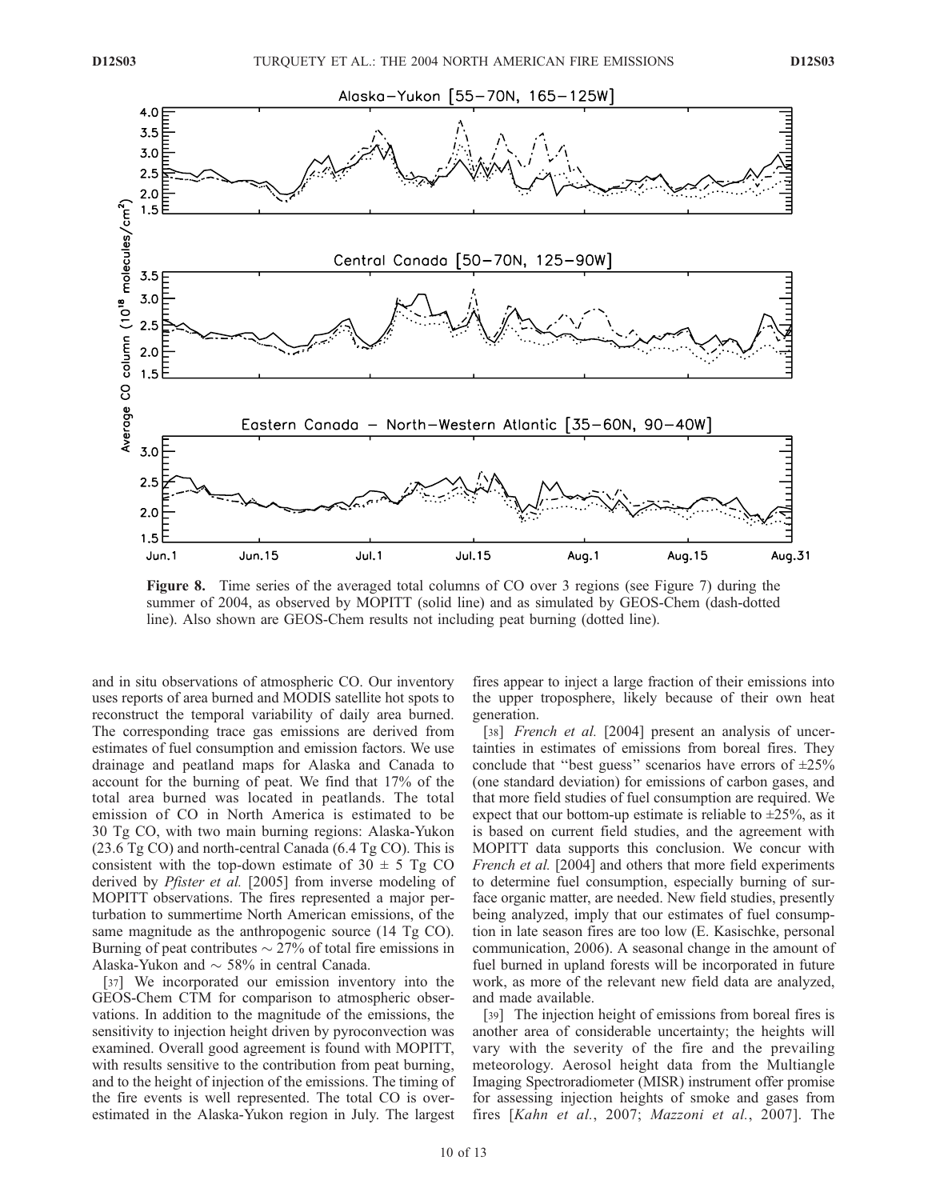**Figure 8.** Time series of the averaged total columns of CO over 3 regions (see Figure 7) during the summer of 2004, as observed by MOPITT (solid line) and as simulated by GEOS-Chem (dash-dotted line). Also shown are GEOS-Chem results not including peat burning (dotted line).

and in situ observations of atmospheric CO. Our inventory uses reports of area burned and MODIS satellite hot spots to reconstruct the temporal variability of daily area burned. The corresponding trace gas emissions are derived from estimates of fuel consumption and emission factors. We use drainage and peatland maps for Alaska and Canada to account for the burning of peat. We find that 17% of the total area burned was located in peatlands. The total emission of CO in North America is estimated to be 30 Tg CO, with two main burning regions: Alaska-Yukon (23.6 Tg CO) and north-central Canada (6.4 Tg CO). This is consistent with the top-down estimate of $30 \pm 5$ Tg CO derived by *Pfister et al.* [2005] from inverse modeling of MOPITT observations. The fires represented a major perturbation to summertime North American emissions, of the same magnitude as the anthropogenic source (14 Tg CO). Burning of peat contributes $\sim 27\%$ of total fire emissions in Alaska-Yukon and $\sim 58\%$ in central Canada.

[37] We incorporated our emission inventory into the GEOS-Chem CTM for comparison to atmospheric observations. In addition to the magnitude of the emissions, the sensitivity to injection height driven by pyroconvection was examined. Overall good agreement is found with MOPITT, with results sensitive to the contribution from peat burning, and to the height of injection of the emissions. The timing of the fire events is well represented. The total CO is overestimated in the Alaska-Yukon region in July. The largest fires appear to inject a large fraction of their emissions into the upper troposphere, likely because of their own heat generation.

[38] *French et al.* [2004] present an analysis of uncertainties in estimates of emissions from boreal fires. They conclude that "best guess" scenarios have errors of $\pm 25\%$ (one standard deviation) for emissions of carbon gases, and that more field studies of fuel consumption are required. We expect that our bottom-up estimate is reliable to $\pm 25\%$, as it is based on current field studies, and the agreement with MOPITT data supports this conclusion. We concur with *French et al.* [2004] and others that more field experiments to determine fuel consumption, especially burning of surface organic matter, are needed. New field studies, presently being analyzed, imply that our estimates of fuel consumption in late season fires are too low (E. Kasischke, personal communication, 2006). A seasonal change in the amount of fuel burned in upland forests will be incorporated in future work, as more of the relevant new field data are analyzed, and made available.

[39] The injection height of emissions from boreal fires is another area of considerable uncertainty; the heights will vary with the severity of the fire and the prevailing meteorology. Aerosol height data from the Multiangle Imaging Spectroradiometer (MISR) instrument offer promise for assessing injection heights of smoke and gases from fires [*Kahn et al.*, 2007; *Mazzoni et al.*, 2007]. The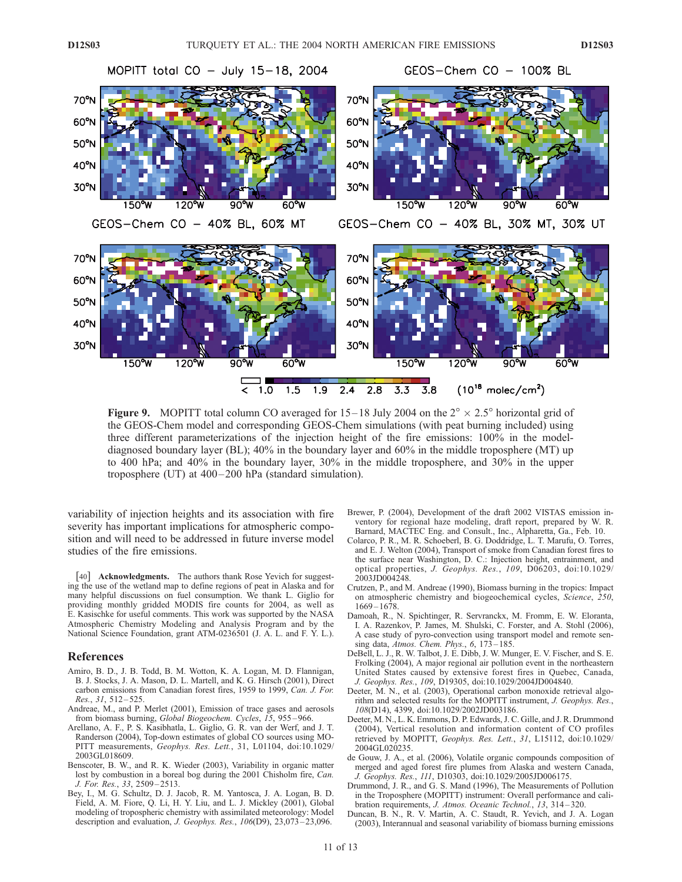**Figure 9.** MOPITT total column CO averaged for 15–18 July 2004 on the $2^\circ \times 2.5^\circ$ horizontal grid of the GEOS-Chem model and corresponding GEOS-Chem simulations (with peat burning included) using three different parameterizations of the injection height of the fire emissions: 100% in the model-diagnosed boundary layer (BL); 40% in the boundary layer and 60% in the middle troposphere (MT) up to 400 hPa; and 40% in the boundary layer, 30% in the middle troposphere, and 30% in the upper troposphere (UT) at 400–200 hPa (standard simulation).

variability of injection heights and its association with fire severity has important implications for atmospheric composition and will need to be addressed in future inverse model studies of the fire emissions.

[40] **Acknowledgments.** The authors thank Rose Yevich for suggesting the use of the wetland map to define regions of peat in Alaska and for many helpful discussions on fuel consumption. We thank L. Giglio for providing monthly gridded MODIS fire counts for 2004, as well as E. Kasischke for useful comments. This work was supported by the NASA Atmospheric Chemistry Modeling and Analysis Program and by the National Science Foundation, grant ATM-0236501 (J. A. L. and F. Y. L.).

## References

Amiro, B. D., J. B. Todd, B. M. Wotton, K. A. Logan, M. D. Flannigan, B. J. Stocks, J. A. Mason, D. L. Martell, and K. G. Hirsch (2001), Direct carbon emissions from Canadian forest fires, 1959 to 1999, *Can. J. For. Res.*, *31*, 512–525.

Andreae, M., and P. Merlet (2001), Emission of trace gases and aerosols from biomass burning, *Global Biogeochem. Cycles*, *15*, 955–966.

Arellano, A. F., P. S. Kasibhatla, L. Giglio, G. R. van der Werf, and J. T. Randerson (2004), Top-down estimates of global CO sources using MOPITT measurements, *Geophys. Res. Lett.*, 31, L01104, doi:10.1029/2003GL018609.

Benscoter, B. W., and R. K. Wieder (2003), Variability in organic matter lost by combustion in a boreal bog during the 2001 Chisholm fire, *Can. J. For. Res.*, *33*, 2509–2513.

Bey, I., M. G. Schultz, D. J. Jacob, R. M. Yantosca, J. A. Logan, B. D. Field, A. M. Fiore, Q. Li, H. Y. Liu, and L. J. Mickley (2001), Global modeling of tropospheric chemistry with assimilated meteorology: Model description and evaluation, *J. Geophys. Res.*, *106*(D9), 23,073–23,096.

Brewer, P. (2004), Development of the draft 2002 VISTAS emission inventory for regional haze modeling, draft report, prepared by W. R. Barnard, MACTEC Eng. and Consult., Inc., Alpharetta, Ga., Feb. 10.

Colarco, P. R., M. R. Schoeberl, B. G. Doddridge, L. T. Marufu, O. Torres, and E. J. Welton (2004), Transport of smoke from Canadian forest fires to the surface near Washington, D. C.: Injection height, entrainment, and optical properties, *J. Geophys. Res.*, *109*, D06203, doi:10.1029/2003JD004248.

Crutzen, P., and M. Andreae (1990), Biomass burning in the tropics: Impact on atmospheric chemistry and biogeochemical cycles, *Science*, *250*, 1669–1678.

Damoah, R., N. Spichtinger, R. Servranckx, M. Fromm, E. W. Eloranta, I. A. Razenkov, P. James, M. Shulski, C. Forster, and A. Stohl (2006), A case study of pyro-convection using transport model and remote sensing data, *Atmos. Chem. Phys.*, *6*, 173–185.

DeBell, L. J., R. W. Talbot, J. E. Dibb, J. W. Munger, E. V. Fischer, and S. E. Frolking (2004), A major regional air pollution event in the northeastern United States caused by extensive forest fires in Quebec, Canada, *J. Geophys. Res.*, *109*, D19305, doi:10.1029/2004JD004840.

Deeter, M. N., et al. (2003), Operational carbon monoxide retrieval algorithm and selected results for the MOPITT instrument, *J. Geophys. Res.*, *108*(D14), 4399, doi:10.1029/2002JD003186.

Deeter, M. N., L. K. Emmons, D. P. Edwards, J. C. Gille, and J. R. Drummond (2004), Vertical resolution and information content of CO profiles retrieved by MOPITT, *Geophys. Res. Lett.*, *31*, L15112, doi:10.1029/2004GL020235.

de Gouw, J. A., et al. (2006), Volatile organic compounds composition of merged and aged forest fire plumes from Alaska and western Canada, *J. Geophys. Res.*, *111*, D10303, doi:10.1029/2005JD006175.

Drummond, J. R., and G. S. Mand (1996), The Measurements of Pollution in the Troposphere (MOPITT) instrument: Overall performance and calibration requirements, *J. Atmos. Oceanic Technol.*, *13*, 314–320.

Duncan, B. N., R. V. Martin, A. C. Staudt, R. Yevich, and J. A. Logan (2003), Interannual and seasonal variability of biomass burning emissions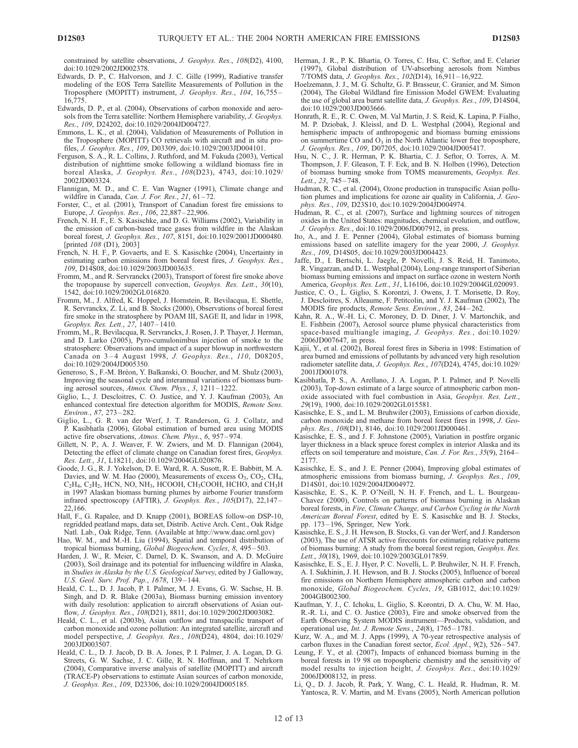constrained by satellite observations, *J. Geophys. Res.*, *108*(D2), 4100, doi:10.1029/2002JD002378.

Edwards, D. P., C. Halvorson, and J. C. Gille (1999), Radiative transfer modeling of the EOS Terra Satellite Measurements of Pollution in the Troposphere (MOPITT) instrument, *J. Geophys. Res.*, *104*, 16,755–16,775.

Edwards, D. P., et al. (2004), Observations of carbon monoxide and aerosols from the Terra satellite: Northern Hemisphere variability, *J. Geophys. Res.*, *109*, D24202, doi:10.1029/2004JD004727.

Emmons, L. K., et al. (2004), Validation of Measurements of Pollution in the Troposphere (MOPITT) CO retrievals with aircraft and in situ profiles, *J. Geophys. Res.*, *109*, D03309, doi:10.1029/2003JD004101.

Ferguson, S. A., R. L. Collins, J. Ruthford, and M. Fukuda (2003), Vertical distribution of nighttime smoke following a wildland biomass fire in boreal Alaska, *J. Geophys. Res.*, *108*(D23), 4743, doi:10.1029/2002JD003324.

Flannigan, M. D., and C. E. Van Wagner (1991), Climate change and wildfire in Canada, *Can. J. For. Res.*, *21*, 61–72.

Forster, C., et al. (2001), Transport of Canadian forest fire emissions to Europe, *J. Geophys. Res.*, *106*, 22,887–22,906.

French, N. H. F., E. S. Kasischke, and D. G. Williams (2002), Variability in the emission of carbon-based trace gases from wildfire in the Alaskan boreal forest, *J. Geophys. Res.*, *107*, 8151, doi:10.1029/2001JD000480. [printed *108* (D1), 2003]

French, N. H. F., P. Govaerts, and E. S. Kasischke (2004), Uncertainty in estimating carbon emissions from boreal forest fires, *J. Geophys. Res.*, *109*, D14S08, doi:10.1029/2003JD003635.

Fromm, M., and R. Servranckx (2003), Transport of forest fire smoke above the tropopause by supercell convection, *Geophys. Res. Lett.*, *30*(10), 1542, doi:10.1029/2002GL016820.

Fromm, M., J. Alfred, K. Hoppel, J. Hornstein, R. Bevilacqua, E. Shettle, R. Servranckx, Z. Li, and B. Stocks (2000), Observations of boreal forest fire smoke in the stratosphere by POAM III, SAGE II, and lidar in 1998, *Geophys. Res. Lett.*, *27*, 1407–1410.

Fromm, M., R. Bevilacqua, R. Servranckx, J. Rosen, J. P. Thayer, J. Herman, and D. Larko (2005), Pyro-cumulonimbus injection of smoke to the stratosphere: Observations and impact of a super blowup in northwestern Canada on 3–4 August 1998, *J. Geophys. Res.*, *110*, D08205, doi:10.1029/2004JD005350.

Generoso, S., F.-M. Bréon, Y. Balkanski, O. Boucher, and M. Shulz (2003), Improving the seasonal cycle and interannual variations of biomass burning aerosol sources, *Atmos. Chem. Phys.*, *3*, 1211–1222.

Giglio, L., J. Descloitres, C. O. Justice, and Y. J. Kaufman (2003), An enhanced contextual fire detection algorithm for MODIS, *Remote Sens. Environ.*, *87*, 273–282.

Giglio, L., G. R. van der Werf, J. T. Randerson, G. J. Collatz, and P. Kasibhatla (2006), Global estimation of burned area using MODIS active fire observations, *Atmos. Chem. Phys.*, *6*, 957–974.

Gillett, N. P., A. J. Weaver, F. W. Zwiers, and M. D. Flannigan (2004), Detecting the effect of climate change on Canadian forest fires, *Geophys. Res. Lett.*, *31*, L18211, doi:10.1029/2004GL020876.

Goode, J. G., R. J. Yokelson, D. E. Ward, R. A. Susott, R. E. Babbitt, M. A. Davies, and W. M. Hao (2000), Measurements of excess $O_3$, $CO_2$, $CH_4$, $C_2H_4$, $C_2H_2$, HCN, NO, $NH_3$, HCOOH, $CH_3COOH$, HCHO, and $CH_3H$ in 1997 Alaskan biomass burning plumes by airborne Fourier transform infrared spectroscopy (AFTIR), *J. Geophys. Res.*, *105*(D17), 22,147–22,166.

Hall, F., G. Rapalee, and D. Knapp (2001), BOREAS follow-on DSP-10, regridded peatland maps, data set, Distrib. Active Arch. Cent., Oak Ridge Natl. Lab., Oak Ridge, Tenn. (Available at http://www.daac.ornl.gov)

Hao, W. M., and M.-H. Liu (1994), Spatial and temporal distribution of tropical biomass burning, *Global Biogeochem. Cycles*, *8*, 495–503.

Harden, J. W., R. Meier, C. Darnel, D. K. Swanson, and A. D. McGuire (2003), Soil drainage and its potential for influencing wildfire in Alaska, in *Studies in Alaska by the U.S. Geological Survey*, edited by J Galloway, *U.S. Geol. Surv. Prof. Pap.*, *1678*, 139–144.

Heald, C. L., D. J. Jacob, P. I. Palmer, M. J. Evans, G. W. Sachse, H. B. Singh, and D. R. Blake (2003a), Biomass burning emission inventory with daily resolution: application to aircraft observations of Asian outflow, *J. Geophys. Res.*, *108*(D21), 8811, doi:10.1029/2002JD003082.

Heald, C. L., et al. (2003b), Asian outflow and transpacific transport of carbon monoxide and ozone pollution: An integrated satellite, aircraft and model perspective, *J. Geophys. Res.*, *108*(D24), 4804, doi:10.1029/2003JD003507.

Heald, C. L., D. J. Jacob, D. B. A. Jones, P. I. Palmer, J. A. Logan, D. G. Streets, G. W. Sachse, J. C. Gille, R. N. Hoffman, and T. Nehrkorn (2004), Comparative inverse analysis of satellite (MOPITT) and aircraft (TRACE-P) observations to estimate Asian sources of carbon monoxide, *J. Geophys. Res.*, *109*, D23306, doi:10.1029/2004JD005185.

Herman, J. R., P. K. Bhartia, O. Torres, C. Hsu, C. Seftor, and E. Celarier (1997), Global distribution of UV-absorbing aerosols from Nimbus 7/TOMS data, *J. Geophys. Res.*, *102*(D14), 16,911–16,922.

Hoelzemann, J. J., M. G. Schultz, G. P. Brasseur, C. Granier, and M. Simon (2004), The Global Wildland fire Emission Model GWEM: Evaluating the use of global area burnt satellite data, *J. Geophys. Res.*, *109*, D14S04, doi:10.1029/2003JD003666.

Honrath, R. E., R. C. Owen, M. Val Martin, J. S. Reid, K. Lapina, P. Fialho, M. P. Dziobak, J. Kleissl, and D. L. Westphal (2004), Regional and hemispheric impacts of anthropogenic and biomass burning emissions on summertime CO and $O_3$ in the North Atlantic lower free troposphere, *J. Geophys. Res.*, *109*, D07205, doi:10.1029/2004JD005417.

Hsu, N. C., J. R. Herman, P. K. Bhartia, C. J. Seftor, O. Torres, A. M. Thompson, J. F. Gleason, T. F. Eck, and B. N. Holben (1996), Detection of biomass burning smoke from TOMS measurements, *Geophys. Res. Lett.*, *23*, 745–748.

Hudman, R. C., et al. (2004), Ozone production in transpacific Asian pollution plumes and implications for ozone air quality in California, *J. Geophys. Res.*, *109*, D23S10, doi:10.1029/2004JD004974.

Hudman, R. C., et al. (2007), Surface and lightning sources of nitrogen oxides in the United States: magnitudes, chemical evolution, and outflow, *J. Geophys. Res.*, doi:10.1029/2006JD007912, in press.

Ito, A., and J. E. Penner (2004), Global estimates of biomass burning emissions based on satellite imagery for the year 2000, *J. Geophys. Res.*, *109*, D14S05, doi:10.1029/2003JD004423.

Jaffe, D., I. Bertschi, L. Jaegle, P. Novelli, J. S. Reid, H. Tanimoto, R. Vingarzan, and D. L. Westphal (2004), Long-range transport of Siberian biomass burning emissions and impact on surface ozone in western North America, *Geophys. Res. Lett.*, *31*, L16106, doi:10.1029/2004GL020093.

Justice, C. O., L. Giglio, S. Korontzi, J. Owens, J. T. Morisette, D. Roy, J. Descloitres, S. Alleaume, F. Petitcolin, and Y. J. Kaufman (2002), The MODIS fire products, *Remote Sens. Environ.*, *83*, 244–262.

Kahn, R. A., W.-H. Li, C. Moroney, D. D. Diner, J. V. Martonchik, and E. Fishbein (2007), Aerosol source plume physical characteristics from space-based multiangle imaging, *J. Geophys. Res.*, doi:10.1029/2006JD007647, in press.

Kajii, Y., et al. (2002), Boreal forest fires in Siberia in 1998: Estimation of area burned and emissions of pollutants by advanced very high resolution radiometer satellite data, *J. Geophys. Res.*, *107*(D24), 4745, doi:10.1029/2001JD001078.

Kasibhatla, P. S., A. Arellano, J. A. Logan, P. I. Palmer, and P. Novelli (2003), Top-down estimate of a large source of atmospheric carbon monoxide associated with fuel combustion in Asia, *Geophys. Res. Lett.*, *29*(19), 1900, doi:10.1029/2002GL015581.

Kasischke, E. S., and L. M. Bruhwiler (2003), Emissions of carbon dioxide, carbon monoxide and methane from boreal forest fires in 1998, *J. Geophys. Res.*, *108*(D1), 8146, doi:10.1029/2001JD000461.

Kasischke, E. S., and J. F. Johnstone (2005), Variation in postfire organic layer thickness in a black spruce forest complex in interior Alaska and its effects on soil temperature and moisture, *Can. J. For. Res.*, *35*(9), 2164–2177.

Kasischke, E. S., and J. E. Penner (2004), Improving global estimates of atmospheric emissions from biomass burning, *J. Geophys. Res.*, *109*, D14S01, doi:10.1029/2004JD004972.

Kasischke, E. S., K. P. O'Neill, N. H. F. French, and L. L. Bourgeau-Chavez (2000), Controls on patterns of biomass burning in Alaskan boreal forests, in *Fire, Climate Change, and Carbon Cycling in the North American Boreal Forest*, edited by E. S. Kasischke and B. J. Stocks, pp. 173–196, Springer, New York.

Kasischke, E. S., J. H. Hewson, B. Stocks, G. van der Werf, and J. Randerson (2003), The use of ATSR active firecounts for estimating relative patterns of biomass burning: A study from the boreal forest region, *Geophys. Res. Lett.*, *30*(18), 1969, doi:10.1029/2003GL017859.

Kasischke, E. S., E. J. Hyer, P. C. Novelli, L. P. Bruhwiler, N. H. F. French, A. I. Sukhinin, J. H. Hewson, and B. J. Stocks (2005), Influence of boreal fire emissions on Northern Hemisphere atmospheric carbon and carbon monoxide, *Global Biogeochem. Cycles*, *19*, GB1012, doi:10.1029/2004GB002300.

Kaufman, Y. J., C. Ichoku, L. Giglio, S. Korontzi, D. A. Chu, W. M. Hao, R.-R. Li, and C. O. Justice (2003), Fire and smoke observed from the Earth Observing System MODIS instrument—Products, validation, and operational use, *Int. J. Remote Sens.*, *24*(8), 1765–1781.

Kurz, W. A., and M. J. Apps (1999), A 70-year retrospective analysis of carbon fluxes in the Canadian forest sector, *Ecol. Appl.*, *9*(2), 526–547.

Leung, F. Y., et al. (2007), Impacts of enhanced biomass burning in the boreal forests in 19 98 on tropospheric chemistry and the sensitivity of model results to injection height, *J. Geophys. Res.*, doi:10.1029/2006JD008132, in press.

Li, Q., D. J. Jacob, R. Park, Y. Wang, C. L. Heald, R. Hudman, R. M. Yantosca, R. V. Martin, and M. Evans (2005), North American pollution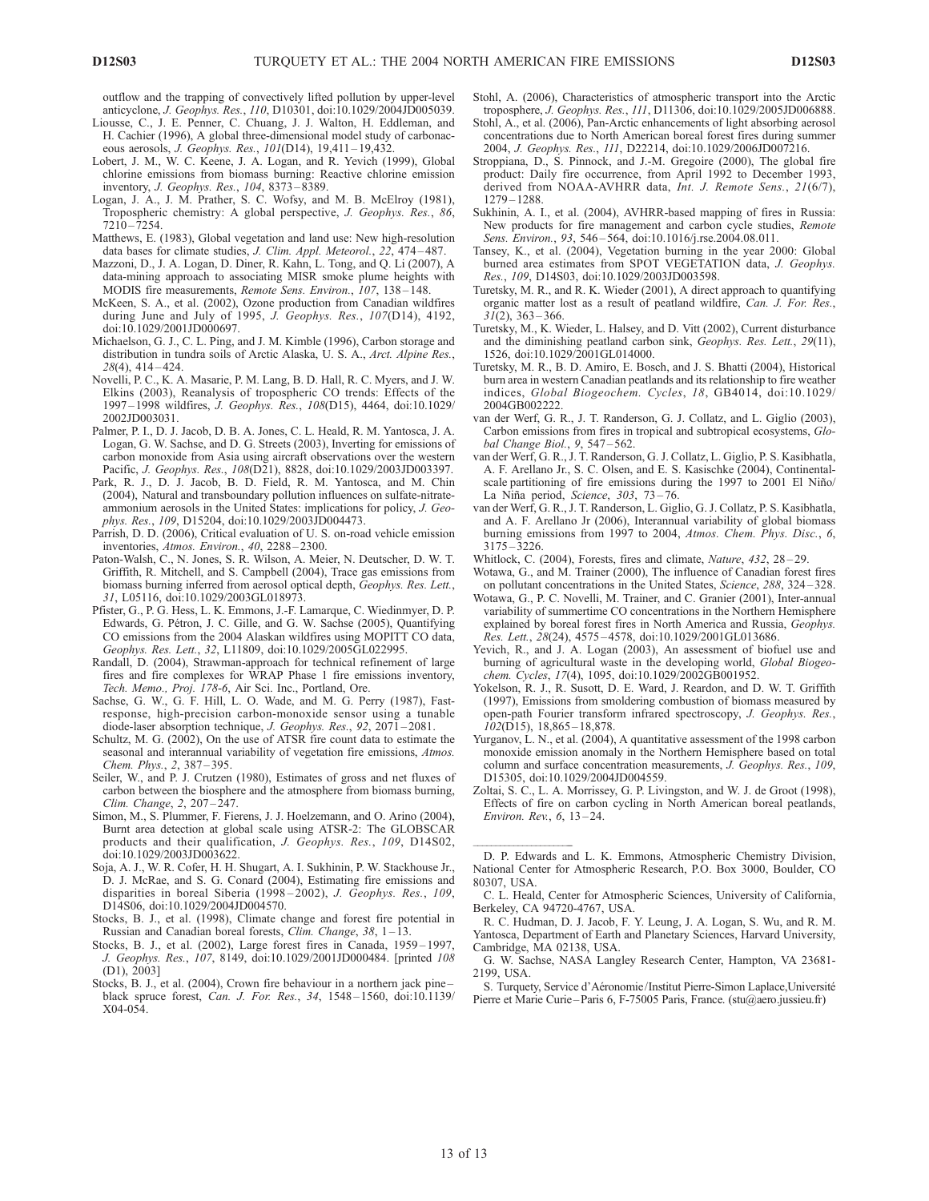outflow and the trapping of convectively lifted pollution by upper-level anticyclone, *J. Geophys. Res.*, *110*, D10301, doi:10.1029/2004JD005039.

Liousse, C., J. E. Penner, C. Chuang, J. J. Walton, H. Eddleman, and H. Cachier (1996), A global three-dimensional model study of carbonaceous aerosols, *J. Geophys. Res.*, *101*(D14), 19,411–19,432.

Lobert, J. M., W. C. Keene, J. A. Logan, and R. Yevich (1999), Global chlorine emissions from biomass burning: Reactive chlorine emission inventory, *J. Geophys. Res.*, *104*, 8373–8389.

Logan, J. A., J. M. Prather, S. C. Wofsy, and M. B. McElroy (1981), Tropospheric chemistry: A global perspective, *J. Geophys. Res.*, *86*, 7210–7254.

Matthews, E. (1983), Global vegetation and land use: New high-resolution data bases for climate studies, *J. Clim. Appl. Meteorol.*, *22*, 474–487.

Mazzoni, D., J. A. Logan, D. Diner, R. Kahn, L. Tong, and Q. Li (2007), A data-mining approach to associating MISR smoke plume heights with MODIS fire measurements, *Remote Sens. Environ.*, *107*, 138–148.

McKeen, S. A., et al. (2002), Ozone production from Canadian wildfires during June and July of 1995, *J. Geophys. Res.*, *107*(D14), 4192, doi:10.1029/2001JD000697.

Michaelson, G. J., C. L. Ping, and J. M. Kimble (1996), Carbon storage and distribution in tundra soils of Arctic Alaska, U. S. A., *Arct. Alpine Res.*, *28*(4), 414–424.

Novelli, P. C., K. A. Masarie, P. M. Lang, B. D. Hall, R. C. Myers, and J. W. Elkins (2003), Reanalysis of tropospheric CO trends: Effects of the 1997–1998 wildfires, *J. Geophys. Res.*, *108*(D15), 4464, doi:10.1029/2002JD003031.

Palmer, P. I., D. J. Jacob, D. B. A. Jones, C. L. Heald, R. M. Yantosca, J. A. Logan, G. W. Sachse, and D. G. Streets (2003), Inverting for emissions of carbon monoxide from Asia using aircraft observations over the western Pacific, *J. Geophys. Res.*, *108*(D21), 8828, doi:10.1029/2003JD003397.

Park, R. J., D. J. Jacob, B. D. Field, R. M. Yantosca, and M. Chin (2004), Natural and transboundary pollution influences on sulfate-nitrate-ammonium aerosols in the United States: implications for policy, *J. Geophys. Res.*, *109*, D15204, doi:10.1029/2003JD004473.

Parrish, D. D. (2006), Critical evaluation of U. S. on-road vehicle emission inventories, *Atmos. Environ.*, *40*, 2288–2300.

Paton-Walsh, C., N. Jones, S. R. Wilson, A. Meier, N. Deutscher, D. W. T. Griffith, R. Mitchell, and S. Campbell (2004), Trace gas emissions from biomass burning inferred from aerosol optical depth, *Geophys. Res. Lett.*, *31*, L05116, doi:10.1029/2003GL018973.

Pfister, G., P. G. Hess, L. K. Emmons, J.-F. Lamarque, C. Wiedinmyer, D. P. Edwards, G. Pétron, J. C. Gille, and G. W. Sachse (2005), Quantifying CO emissions from the 2004 Alaskan wildfires using MOPITT CO data, *Geophys. Res. Lett.*, *32*, L11809, doi:10.1029/2005GL022995.

Randall, D. (2004), Strawman-approach for technical refinement of large fires and fire complexes for WRAP Phase 1 fire emissions inventory, *Tech. Memo., Proj. 178-6*, Air Sci. Inc., Portland, Ore.

Sachse, G. W., G. F. Hill, L. O. Wade, and M. G. Perry (1987), Fast-response, high-precision carbon-monoxide sensor using a tunable diode-laser absorption technique, *J. Geophys. Res.*, *92*, 2071–2081.

Schultz, M. G. (2002), On the use of ATSR fire count data to estimate the seasonal and interannual variability of vegetation fire emissions, *Atmos. Chem. Phys.*, *2*, 387–395.

Seiler, W., and P. J. Crutzen (1980), Estimates of gross and net fluxes of carbon between the biosphere and the atmosphere from biomass burning, *Clim. Change*, *2*, 207–247.

Simon, M., S. Plummer, F. Fierens, J. J. Hoelzemann, and O. Arino (2004), Burnt area detection at global scale using ATSR-2: The GLOBSCAR products and their qualification, *J. Geophys. Res.*, *109*, D14S02, doi:10.1029/2003JD003622.

Soja, A. J., W. R. Cofer, H. H. Shugart, A. I. Sukhinin, P. W. Stackhouse Jr., D. J. McRae, and S. G. Conard (2004), Estimating fire emissions and disparities in boreal Siberia (1998–2002), *J. Geophys. Res.*, *109*, D14S06, doi:10.1029/2004JD004570.

Stocks, B. J., et al. (1998), Climate change and forest fire potential in Russian and Canadian boreal forests, *Clim. Change*, *38*, 1–13.

Stocks, B. J., et al. (2002), Large forest fires in Canada, 1959–1997, *J. Geophys. Res.*, *107*, 8149, doi:10.1029/2001JD000484. [printed *108* (D1), 2003]

Stocks, B. J., et al. (2004), Crown fire behaviour in a northern jack pine–black spruce forest, *Can. J. For. Res.*, *34*, 1548–1560, doi:10.1139/X04-054.

Stohl, A. (2006), Characteristics of atmospheric transport into the Arctic troposphere, *J. Geophys. Res.*, *111*, D11306, doi:10.1029/2005JD006888.

Stohl, A., et al. (2006), Pan-Arctic enhancements of light absorbing aerosol concentrations due to North American boreal forest fires during summer 2004, *J. Geophys. Res.*, *111*, D22214, doi:10.1029/2006JD007216.

Stroppiana, D., S. Pinnock, and J.-M. Gregoire (2000), The global fire product: Daily fire occurrence, from April 1992 to December 1993, derived from NOAA-AVHRR data, *Int. J. Remote Sens.*, *21*(6/7), 1279–1288.

Sukhinin, A. I., et al. (2004), AVHRR-based mapping of fires in Russia: New products for fire management and carbon cycle studies, *Remote Sens. Environ.*, *93*, 546–564, doi:10.1016/j.rse.2004.08.011.

Tansey, K., et al. (2004), Vegetation burning in the year 2000: Global burned area estimates from SPOT VEGETATION data, *J. Geophys. Res.*, *109*, D14S03, doi:10.1029/2003JD003598.

Turetsky, M. R., and R. K. Wieder (2001), A direct approach to quantifying organic matter lost as a result of peatland wildfire, *Can. J. For. Res.*, *31*(2), 363–366.

Turetsky, M., K. Wieder, L. Halsey, and D. Vitt (2002), Current disturbance and the diminishing peatland carbon sink, *Geophys. Res. Lett.*, *29*(11), 1526, doi:10.1029/2001GL014000.

Turetsky, M. R., B. D. Amiro, E. Bosch, and J. S. Bhatti (2004), Historical burn area in western Canadian peatlands and its relationship to fire weather indices, *Global Biogeochem. Cycles*, *18*, GB4014, doi:10.1029/2004GB002222.

van der Werf, G. R., J. T. Randerson, G. J. Collatz, and L. Giglio (2003), Carbon emissions from fires in tropical and subtropical ecosystems, *Global Change Biol.*, *9*, 547–562.

van der Werf, G. R., J. T. Randerson, G. J. Collatz, L. Giglio, P. S. Kasibhatla, A. F. Arellano Jr., S. C. Olsen, and E. S. Kasischke (2004), Continental-scale partitioning of fire emissions during the 1997 to 2001 El Niño/La Niña period, *Science*, *303*, 73–76.

van der Werf, G. R., J. T. Randerson, L. Giglio, G. J. Collatz, P. S. Kasibhatla, and A. F. Arellano Jr (2006), Interannual variability of global biomass burning emissions from 1997 to 2004, *Atmos. Chem. Phys. Disc.*, *6*, 3175–3226.

Whitlock, C. (2004), Forests, fires and climate, *Nature*, *432*, 28–29.

Wotawa, G., and M. Trainer (2000), The influence of Canadian forest fires on pollutant concentrations in the United States, *Science*, *288*, 324–328.

Wotawa, G., P. C. Novelli, M. Trainer, and C. Granier (2001), Inter-annual variability of summertime CO concentrations in the Northern Hemisphere explained by boreal forest fires in North America and Russia, *Geophys. Res. Lett.*, *28*(24), 4575–4578, doi:10.1029/2001GL013686.

Yevich, R., and J. A. Logan (2003), An assessment of biofuel use and burning of agricultural waste in the developing world, *Global Biogeochem. Cycles*, *17*(4), 1095, doi:10.1029/2002GB001952.

Yokelson, R. J., R. Susott, D. E. Ward, J. Reardon, and D. W. T. Griffith (1997), Emissions from smoldering combustion of biomass measured by open-path Fourier transform infrared spectroscopy, *J. Geophys. Res.*, *102*(D15), 18,865–18,878.

Yurganov, L. N., et al. (2004), A quantitative assessment of the 1998 carbon monoxide emission anomaly in the Northern Hemisphere based on total column and surface concentration measurements, *J. Geophys. Res.*, *109*, D15305, doi:10.1029/2004JD004559.

Zoltai, S. C., L. A. Morrissey, G. P. Livingston, and W. J. de Groot (1998), Effects of fire on carbon cycling in North American boreal peatlands, *Environ. Rev.*, *6*, 13–24.

---

D. P. Edwards and L. K. Emmons, Atmospheric Chemistry Division, National Center for Atmospheric Research, P.O. Box 3000, Boulder, CO 80307, USA.

C. L. Heald, Center for Atmospheric Sciences, University of California, Berkeley, CA 94720-4767, USA.

R. C. Hudman, D. J. Jacob, F. Y. Leung, J. A. Logan, S. Wu, and R. M. Yantosca, Department of Earth and Planetary Sciences, Harvard University, Cambridge, MA 02138, USA.

G. W. Sachse, NASA Langley Research Center, Hampton, VA 23681-2199, USA.

S. Turquety, Service d'Aéronomie/Institut Pierre-Simon Laplace, Université Pierre et Marie Curie–Paris 6, F-75005 Paris, France. (stu@aero.jussieu.fr)